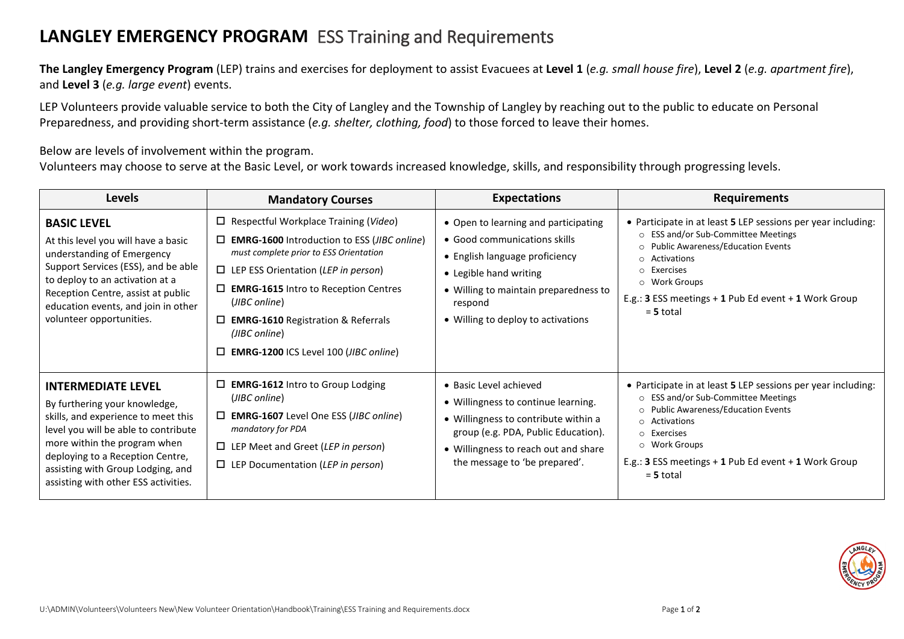# **LANGLEY EMERGENCY PROGRAM** ESS Training and Requirements

**The Langley Emergency Program** (LEP) trains and exercises for deployment to assist Evacuees at **Level 1** (*e.g. small house fire*), **Level 2** (*e.g. apartment fire*), and **Level 3** (*e.g. large event*) events.

LEP Volunteers provide valuable service to both the City of Langley and the Township of Langley by reaching out to the public to educate on Personal Preparedness, and providing short-term assistance (*e.g. shelter, clothing, food*) to those forced to leave their homes.

Below are levels of involvement within the program.
Volunteers may choose to serve at the Basic Level, or work towards increased knowledge, skills, and responsibility through progressing levels.

| Levels | Mandatory Courses | Expectations | Requirements |
|---|---|---|---|
| **BASIC LEVEL**<br>At this level you will have a basic understanding of Emergency Support Services (ESS), and be able to deploy to an activation at a Reception Centre, assist at public education events, and join in other volunteer opportunities. | ☐ Respectful Workplace Training (*Video*)<br>☐ **EMRG-1600** Introduction to ESS (*JIBC online*) *must complete prior to ESS Orientation*<br>☐ LEP ESS Orientation (*LEP in person*)<br>☐ **EMRG-1615** Intro to Reception Centres (*JIBC online*)<br>☐ **EMRG-1610** Registration & Referrals (*JIBC online*)<br>☐ **EMRG-1200** ICS Level 100 (*JIBC online*) | • Open to learning and participating<br>• Good communications skills<br>• English language proficiency<br>• Legible hand writing<br>• Willing to maintain preparedness to respond<br>• Willing to deploy to activations | • Participate in at least **5** LEP sessions per year including:<br>○ ESS and/or Sub-Committee Meetings<br>○ Public Awareness/Education Events<br>○ Activations<br>○ Exercises<br>○ Work Groups<br>E.g.: **3** ESS meetings + **1** Pub Ed event + **1** Work Group = **5** total |
| **INTERMEDIATE LEVEL**<br>By furthering your knowledge, skills, and experience to meet this level you will be able to contribute more within the program when deploying to a Reception Centre, assisting with Group Lodging, and assisting with other ESS activities. | ☐ **EMRG-1612** Intro to Group Lodging (*JIBC online*)<br>☐ **EMRG-1607** Level One ESS (*JIBC online*) *mandatory for PDA*<br>☐ LEP Meet and Greet (*LEP in person*)<br>☐ LEP Documentation (*LEP in person*) | • Basic Level achieved<br>• Willingness to continue learning.<br>• Willingness to contribute within a group (e.g. PDA, Public Education).<br>• Willingness to reach out and share the message to 'be prepared'. | • Participate in at least **5** LEP sessions per year including:<br>○ ESS and/or Sub-Committee Meetings<br>○ Public Awareness/Education Events<br>○ Activations<br>○ Exercises<br>○ Work Groups<br>E.g.: **3** ESS meetings + **1** Pub Ed event + **1** Work Group = **5** total |

U:\ADMIN\Volunteers\Volunteers New\New Volunteer Orientation\Handbook\Training\ESS Training and Requirements.docx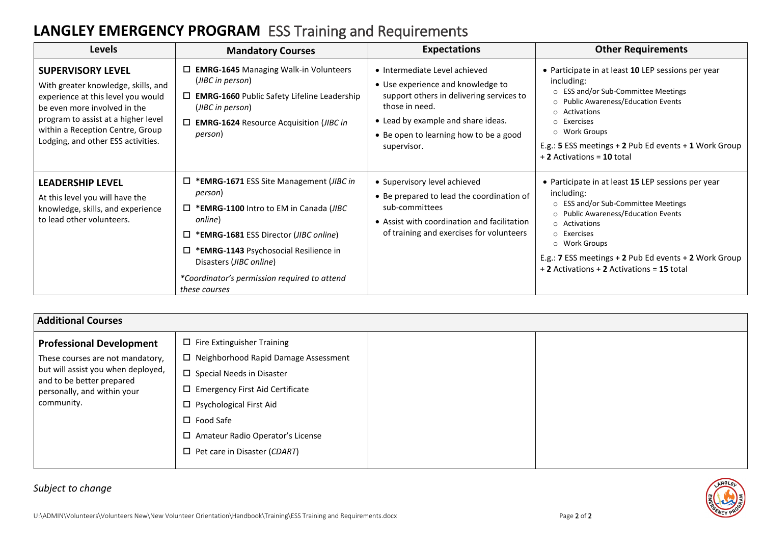# LANGLEY EMERGENCY PROGRAM ESS Training and Requirements

| Levels | Mandatory Courses | Expectations | Other Requirements |
|---|---|---|---|
| **SUPERVISORY LEVEL**<br>With greater knowledge, skills, and experience at this level you would be even more involved in the program to assist at a higher level within a Reception Centre, Group Lodging, and other ESS activities. | ☐ **EMRG-1645** Managing Walk-in Volunteers (*JIBC in person*)<br>☐ **EMRG-1660** Public Safety Lifeline Leadership (*JIBC in person*)<br>☐ **EMRG-1624** Resource Acquisition (*JIBC in person*) | • Intermediate Level achieved<br>• Use experience and knowledge to support others in delivering services to those in need.<br>• Lead by example and share ideas.<br>• Be open to learning how to be a good supervisor. | • Participate in at least **10** LEP sessions per year including:<br>○ ESS and/or Sub-Committee Meetings<br>○ Public Awareness/Education Events<br>○ Activations<br>○ Exercises<br>○ Work Groups<br>E.g.: **5** ESS meetings + **2** Pub Ed events + **1** Work Group + **2** Activations = **10** total |
| **LEADERSHIP LEVEL**<br>At this level you will have the knowledge, skills, and experience to lead other volunteers. | ☐ **\*EMRG-1671** ESS Site Management (*JIBC in person*)<br>☐ **\*EMRG-1100** Intro to EM in Canada (*JIBC online*)<br>☐ **\*EMRG-1681** ESS Director (*JIBC online*)<br>☐ **\*EMRG-1143** Psychosocial Resilience in Disasters (*JIBC online*)<br>*\*Coordinator's permission required to attend these courses* | • Supervisory level achieved<br>• Be prepared to lead the coordination of sub-committees<br>• Assist with coordination and facilitation of training and exercises for volunteers | • Participate in at least **15** LEP sessions per year including:<br>○ ESS and/or Sub-Committee Meetings<br>○ Public Awareness/Education Events<br>○ Activations<br>○ Exercises<br>○ Work Groups<br>E.g.: **7** ESS meetings + **2** Pub Ed events + **2** Work Group + **2** Activations + **2** Activations = **15** total |

| Additional Courses | | | |
|---|---|---|---|
| **Professional Development**<br>These courses are not mandatory, but will assist you when deployed, and to be better prepared personally, and within your community. | ☐ Fire Extinguisher Training<br>☐ Neighborhood Rapid Damage Assessment<br>☐ Special Needs in Disaster<br>☐ Emergency First Aid Certificate<br>☐ Psychological First Aid<br>☐ Food Safe<br>☐ Amateur Radio Operator's License<br>☐ Pet care in Disaster (*CDART*) | | |

*Subject to change*